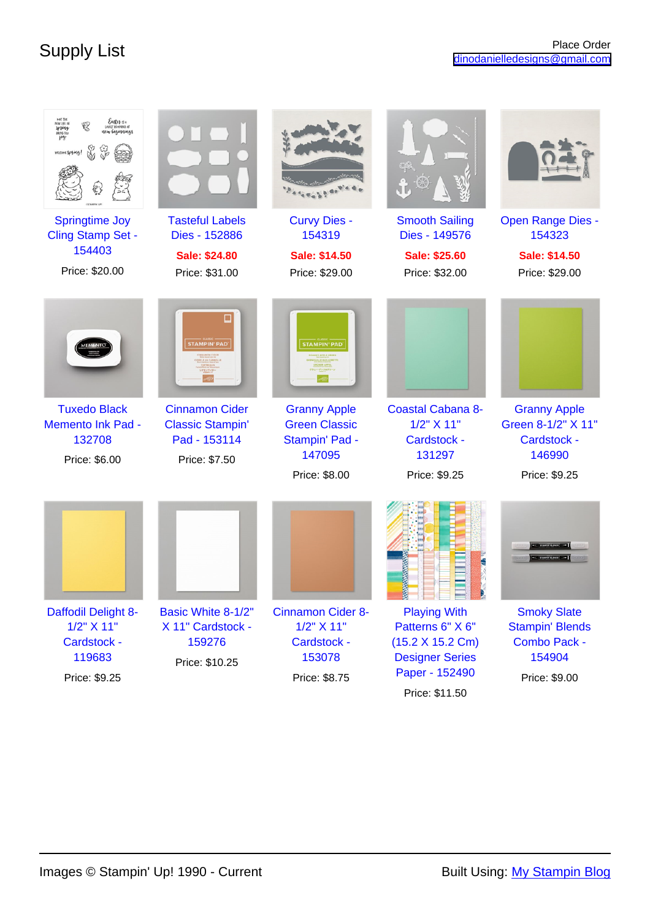# Supply List

Place Order
dinodanielledesigns@gmail.com

| Product | Price |
|---|---|
| Springtime Joy Cling Stamp Set - 154403 | Price: $20.00 |
| Tasteful Labels Dies - 152886 | Sale: $24.80<br>Price: $31.00 |
| Curvy Dies - 154319 | Sale: $14.50<br>Price: $29.00 |
| Smooth Sailing Dies - 149576 | Sale: $25.60<br>Price: $32.00 |
| Open Range Dies - 154323 | Sale: $14.50<br>Price: $29.00 |
| Tuxedo Black Memento Ink Pad - 132708 | Price: $6.00 |
| Cinnamon Cider Classic Stampin' Pad - 153114 | Price: $7.50 |
| Granny Apple Green Classic Stampin' Pad - 147095 | Price: $8.00 |
| Coastal Cabana 8-1/2" X 11" Cardstock - 131297 | Price: $9.25 |
| Granny Apple Green 8-1/2" X 11" Cardstock - 146990 | Price: $9.25 |
| Daffodil Delight 8-1/2" X 11" Cardstock - 119683 | Price: $9.25 |
| Basic White 8-1/2" X 11" Cardstock - 159276 | Price: $10.25 |
| Cinnamon Cider 8-1/2" X 11" Cardstock - 153078 | Price: $8.75 |
| Playing With Patterns 6" X 6" (15.2 X 15.2 Cm) Designer Series Paper - 152490 | Price: $11.50 |
| Smoky Slate Stampin' Blends Combo Pack - 154904 | Price: $9.00 |

Images © Stampin' Up! 1990 - Current

Built Using: My Stampin Blog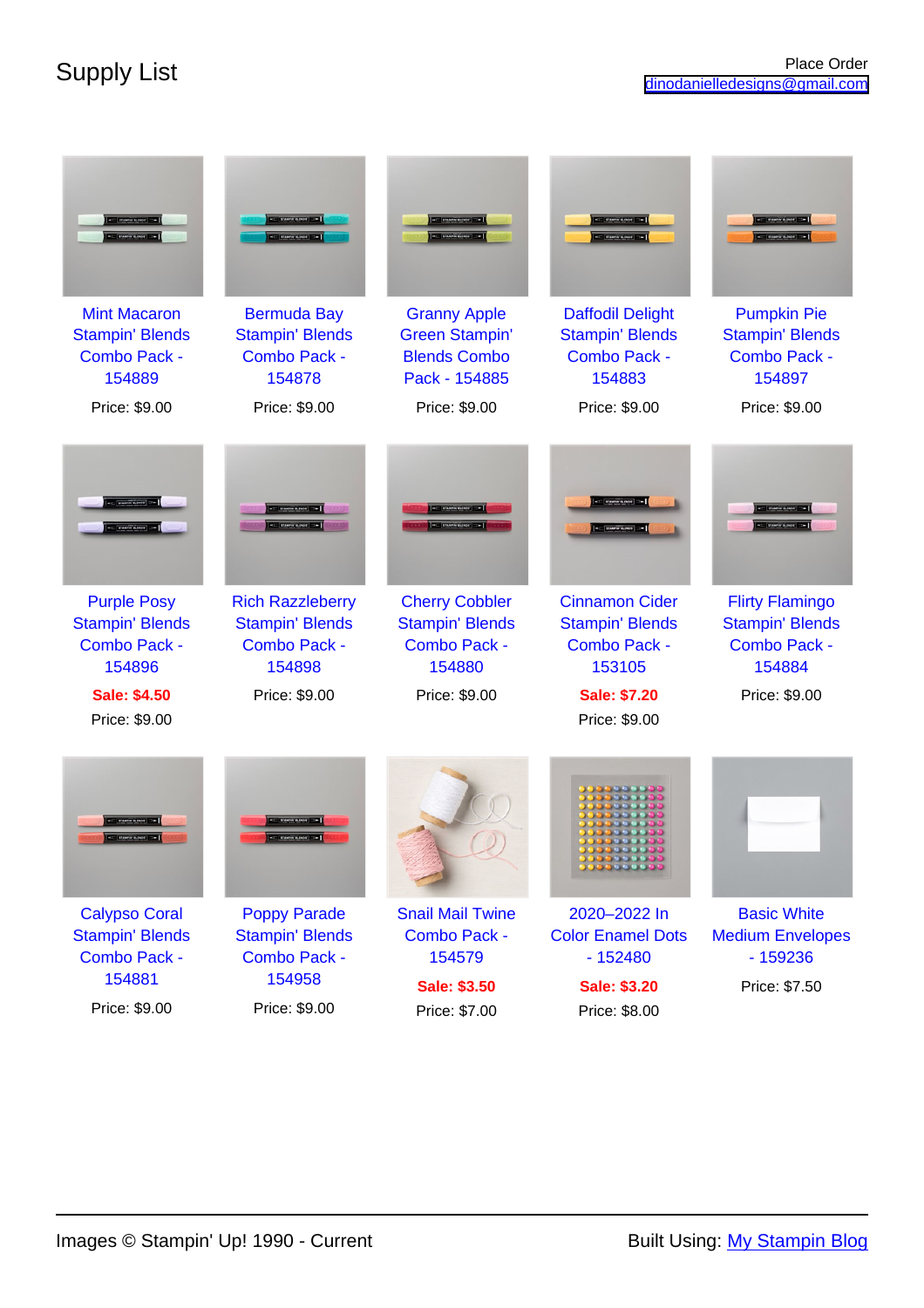# Supply List

Place Order
dinodanielledesigns@gmail.com

Mint Macaron Stampin' Blends Combo Pack - 154889
Price: $9.00

Bermuda Bay Stampin' Blends Combo Pack - 154878
Price: $9.00

Granny Apple Green Stampin' Blends Combo Pack - 154885
Price: $9.00

Daffodil Delight Stampin' Blends Combo Pack - 154883
Price: $9.00

Pumpkin Pie Stampin' Blends Combo Pack - 154897
Price: $9.00

Purple Posy Stampin' Blends Combo Pack - 154896
**Sale: $4.50**
Price: $9.00

Rich Razzleberry Stampin' Blends Combo Pack - 154898
Price: $9.00

Cherry Cobbler Stampin' Blends Combo Pack - 154880
Price: $9.00

Cinnamon Cider Stampin' Blends Combo Pack - 153105
**Sale: $7.20**
Price: $9.00

Flirty Flamingo Stampin' Blends Combo Pack - 154884
Price: $9.00

Calypso Coral Stampin' Blends Combo Pack - 154881
Price: $9.00

Poppy Parade Stampin' Blends Combo Pack - 154958
Price: $9.00

Snail Mail Twine Combo Pack - 154579
**Sale: $3.50**
Price: $7.00

2020–2022 In Color Enamel Dots - 152480
**Sale: $3.20**
Price: $8.00

Basic White Medium Envelopes - 159236
Price: $7.50

Images © Stampin' Up! 1990 - Current

Built Using: My Stampin Blog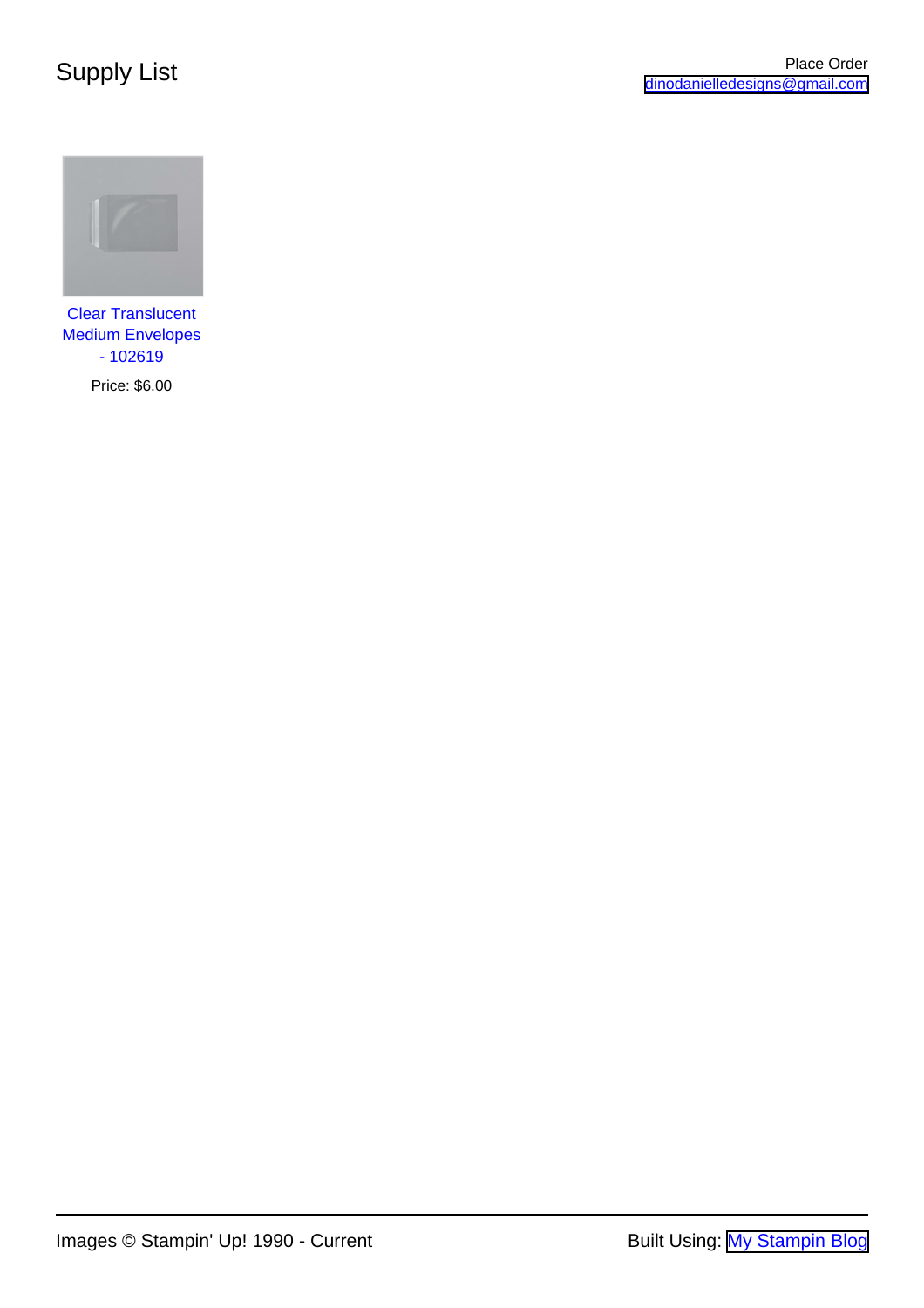# Supply List

Place Order
dinodanielledesigns@gmail.com

Clear Translucent Medium Envelopes - 102619

Price: $6.00

Images © Stampin' Up! 1990 - Current

Built Using: My Stampin Blog